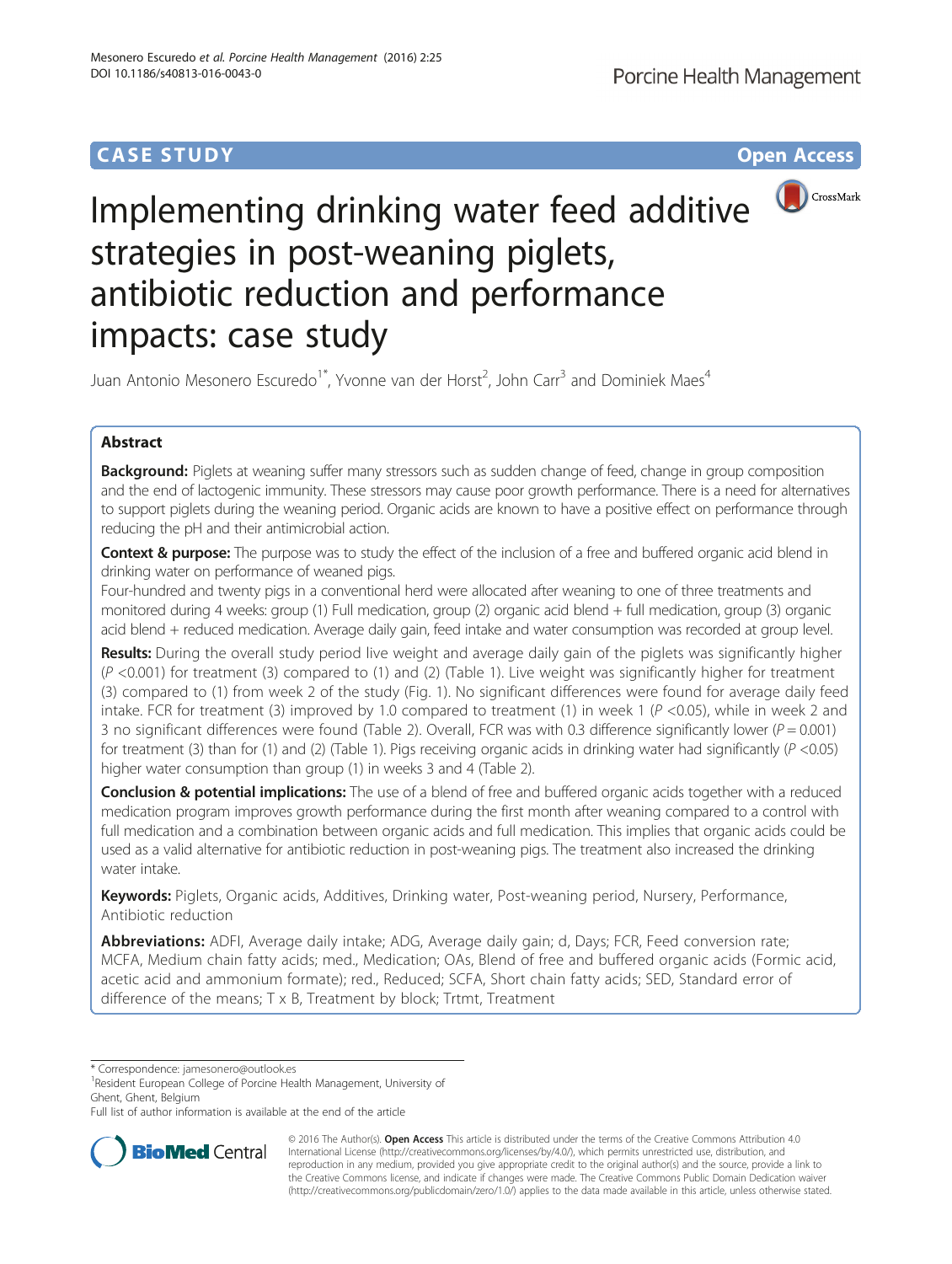CASE STUDY

Open Access

# Implementing drinking water feed additive strategies in post-weaning piglets, antibiotic reduction and performance impacts: case study

Juan Antonio Mesonero Escuredo[1*], Yvonne van der Horst[2], John Carr[3] and Dominiek Maes[4]

## Abstract

**Background:** Piglets at weaning suffer many stressors such as sudden change of feed, change in group composition and the end of lactogenic immunity. These stressors may cause poor growth performance. There is a need for alternatives to support piglets during the weaning period. Organic acids are known to have a positive effect on performance through reducing the pH and their antimicrobial action.

**Context & purpose:** The purpose was to study the effect of the inclusion of a free and buffered organic acid blend in drinking water on performance of weaned pigs.

Four-hundred and twenty pigs in a conventional herd were allocated after weaning to one of three treatments and monitored during 4 weeks: group (1) Full medication, group (2) organic acid blend + full medication, group (3) organic acid blend + reduced medication. Average daily gain, feed intake and water consumption was recorded at group level.

**Results:** During the overall study period live weight and average daily gain of the piglets was significantly higher ($P$ <0.001) for treatment (3) compared to (1) and (2) (Table 1). Live weight was significantly higher for treatment (3) compared to (1) from week 2 of the study (Fig. 1). No significant differences were found for average daily feed intake. FCR for treatment (3) improved by 1.0 compared to treatment (1) in week 1 ($P$ <0.05), while in week 2 and 3 no significant differences were found (Table 2). Overall, FCR was with 0.3 difference significantly lower ($P$ = 0.001) for treatment (3) than for (1) and (2) (Table 1). Pigs receiving organic acids in drinking water had significantly ($P$ <0.05) higher water consumption than group (1) in weeks 3 and 4 (Table 2).

**Conclusion & potential implications:** The use of a blend of free and buffered organic acids together with a reduced medication program improves growth performance during the first month after weaning compared to a control with full medication and a combination between organic acids and full medication. This implies that organic acids could be used as a valid alternative for antibiotic reduction in post-weaning pigs. The treatment also increased the drinking water intake.

**Keywords:** Piglets, Organic acids, Additives, Drinking water, Post-weaning period, Nursery, Performance, Antibiotic reduction

**Abbreviations:** ADFI, Average daily intake; ADG, Average daily gain; d, Days; FCR, Feed conversion rate; MCFA, Medium chain fatty acids; med., Medication; OAs, Blend of free and buffered organic acids (Formic acid, acetic acid and ammonium formate); red., Reduced; SCFA, Short chain fatty acids; SED, Standard error of difference of the means; T x B, Treatment by block; Trtmt, Treatment

\* Correspondence: jamesonero@outlook.es

[1]Resident European College of Porcine Health Management, University of Ghent, Ghent, Belgium

Full list of author information is available at the end of the article

© 2016 The Author(s). **Open Access** This article is distributed under the terms of the Creative Commons Attribution 4.0 International License (http://creativecommons.org/licenses/by/4.0/), which permits unrestricted use, distribution, and reproduction in any medium, provided you give appropriate credit to the original author(s) and the source, provide a link to the Creative Commons license, and indicate if changes were made. The Creative Commons Public Domain Dedication waiver (http://creativecommons.org/publicdomain/zero/1.0/) applies to the data made available in this article, unless otherwise stated.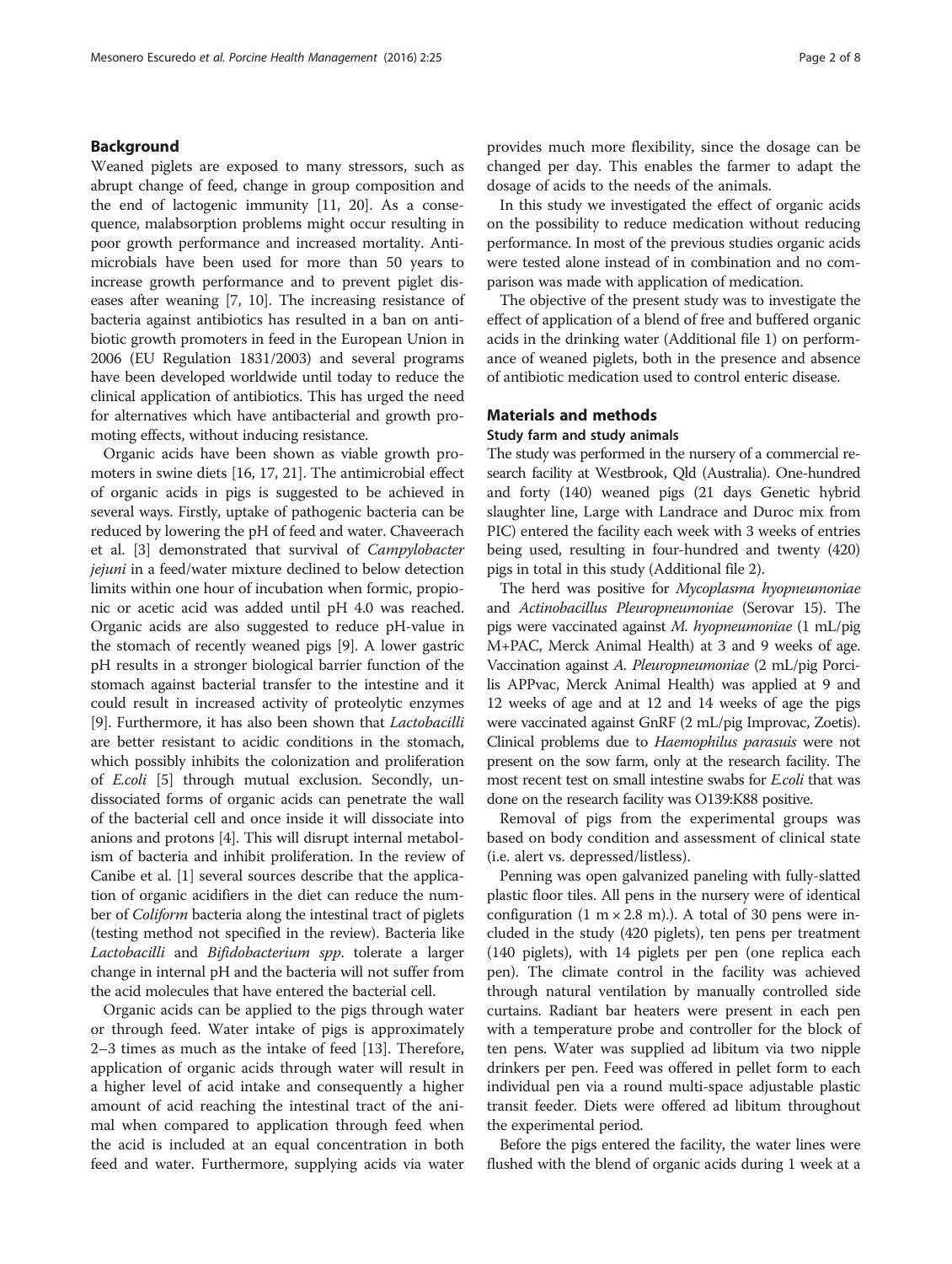## Background

Weaned piglets are exposed to many stressors, such as abrupt change of feed, change in group composition and the end of lactogenic immunity [11, 20]. As a consequence, malabsorption problems might occur resulting in poor growth performance and increased mortality. Antimicrobials have been used for more than 50 years to increase growth performance and to prevent piglet diseases after weaning [7, 10]. The increasing resistance of bacteria against antibiotics has resulted in a ban on antibiotic growth promoters in feed in the European Union in 2006 (EU Regulation 1831/2003) and several programs have been developed worldwide until today to reduce the clinical application of antibiotics. This has urged the need for alternatives which have antibacterial and growth promoting effects, without inducing resistance.

Organic acids have been shown as viable growth promoters in swine diets [16, 17, 21]. The antimicrobial effect of organic acids in pigs is suggested to be achieved in several ways. Firstly, uptake of pathogenic bacteria can be reduced by lowering the pH of feed and water. Chaveerach et al. [3] demonstrated that survival of *Campylobacter jejuni* in a feed/water mixture declined to below detection limits within one hour of incubation when formic, propionic or acetic acid was added until pH 4.0 was reached. Organic acids are also suggested to reduce pH-value in the stomach of recently weaned pigs [9]. A lower gastric pH results in a stronger biological barrier function of the stomach against bacterial transfer to the intestine and it could result in increased activity of proteolytic enzymes [9]. Furthermore, it has also been shown that *Lactobacilli* are better resistant to acidic conditions in the stomach, which possibly inhibits the colonization and proliferation of *E.coli* [5] through mutual exclusion. Secondly, undissociated forms of organic acids can penetrate the wall of the bacterial cell and once inside it will dissociate into anions and protons [4]. This will disrupt internal metabolism of bacteria and inhibit proliferation. In the review of Canibe et al. [1] several sources describe that the application of organic acidifiers in the diet can reduce the number of *Coliform* bacteria along the intestinal tract of piglets (testing method not specified in the review). Bacteria like *Lactobacilli* and *Bifidobacterium spp*. tolerate a larger change in internal pH and the bacteria will not suffer from the acid molecules that have entered the bacterial cell.

Organic acids can be applied to the pigs through water or through feed. Water intake of pigs is approximately 2–3 times as much as the intake of feed [13]. Therefore, application of organic acids through water will result in a higher level of acid intake and consequently a higher amount of acid reaching the intestinal tract of the animal when compared to application through feed when the acid is included at an equal concentration in both feed and water. Furthermore, supplying acids via water provides much more flexibility, since the dosage can be changed per day. This enables the farmer to adapt the dosage of acids to the needs of the animals.

In this study we investigated the effect of organic acids on the possibility to reduce medication without reducing performance. In most of the previous studies organic acids were tested alone instead of in combination and no comparison was made with application of medication.

The objective of the present study was to investigate the effect of application of a blend of free and buffered organic acids in the drinking water (Additional file 1) on performance of weaned piglets, both in the presence and absence of antibiotic medication used to control enteric disease.

## Materials and methods

### Study farm and study animals

The study was performed in the nursery of a commercial research facility at Westbrook, Qld (Australia). One-hundred and forty (140) weaned pigs (21 days Genetic hybrid slaughter line, Large with Landrace and Duroc mix from PIC) entered the facility each week with 3 weeks of entries being used, resulting in four-hundred and twenty (420) pigs in total in this study (Additional file 2).

The herd was positive for *Mycoplasma hyopneumoniae* and *Actinobacillus Pleuropneumoniae* (Serovar 15). The pigs were vaccinated against *M. hyopneumoniae* (1 mL/pig M+PAC, Merck Animal Health) at 3 and 9 weeks of age. Vaccination against *A. Pleuropneumoniae* (2 mL/pig Porcilis APPvac, Merck Animal Health) was applied at 9 and 12 weeks of age and at 12 and 14 weeks of age the pigs were vaccinated against GnRF (2 mL/pig Improvac, Zoetis). Clinical problems due to *Haemophilus parasuis* were not present on the sow farm, only at the research facility. The most recent test on small intestine swabs for *E.coli* that was done on the research facility was O139:K88 positive.

Removal of pigs from the experimental groups was based on body condition and assessment of clinical state (i.e. alert vs. depressed/listless).

Penning was open galvanized paneling with fully-slatted plastic floor tiles. All pens in the nursery were of identical configuration (1 m × 2.8 m).). A total of 30 pens were included in the study (420 piglets), ten pens per treatment (140 piglets), with 14 piglets per pen (one replica each pen). The climate control in the facility was achieved through natural ventilation by manually controlled side curtains. Radiant bar heaters were present in each pen with a temperature probe and controller for the block of ten pens. Water was supplied ad libitum via two nipple drinkers per pen. Feed was offered in pellet form to each individual pen via a round multi-space adjustable plastic transit feeder. Diets were offered ad libitum throughout the experimental period.

Before the pigs entered the facility, the water lines were flushed with the blend of organic acids during 1 week at a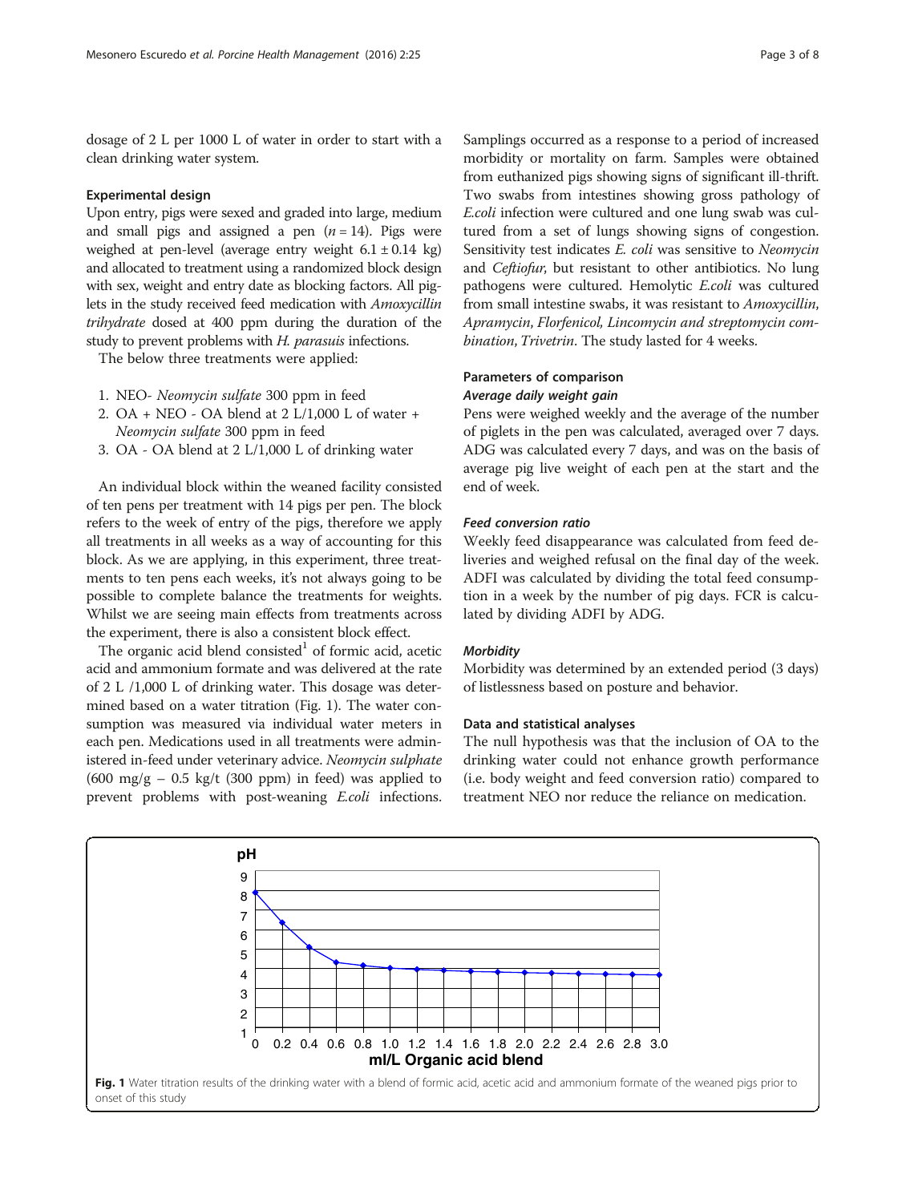dosage of 2 L per 1000 L of water in order to start with a clean drinking water system.

### Experimental design

Upon entry, pigs were sexed and graded into large, medium and small pigs and assigned a pen ($n = 14$). Pigs were weighed at pen-level (average entry weight $6.1 \pm 0.14$ kg) and allocated to treatment using a randomized block design with sex, weight and entry date as blocking factors. All piglets in the study received feed medication with *Amoxycillin trihydrate* dosed at 400 ppm during the duration of the study to prevent problems with *H. parasuis* infections.

The below three treatments were applied:

1. NEO- *Neomycin sulfate* 300 ppm in feed
2. OA + NEO - OA blend at 2 L/1,000 L of water + *Neomycin sulfate* 300 ppm in feed
3. OA - OA blend at 2 L/1,000 L of drinking water

An individual block within the weaned facility consisted of ten pens per treatment with 14 pigs per pen. The block refers to the week of entry of the pigs, therefore we apply all treatments in all weeks as a way of accounting for this block. As we are applying, in this experiment, three treatments to ten pens each weeks, it's not always going to be possible to complete balance the treatments for weights. Whilst we are seeing main effects from treatments across the experiment, there is also a consistent block effect.

The organic acid blend consisted[1] of formic acid, acetic acid and ammonium formate and was delivered at the rate of 2 L /1,000 L of drinking water. This dosage was determined based on a water titration (Fig. 1). The water consumption was measured via individual water meters in each pen. Medications used in all treatments were administered in-feed under veterinary advice. *Neomycin sulphate* (600 mg/g – 0.5 kg/t (300 ppm) in feed) was applied to prevent problems with post-weaning *E.coli* infections. Samplings occurred as a response to a period of increased morbidity or mortality on farm. Samples were obtained from euthanized pigs showing signs of significant ill-thrift. Two swabs from intestines showing gross pathology of *E.coli* infection were cultured and one lung swab was cultured from a set of lungs showing signs of congestion. Sensitivity test indicates *E. coli* was sensitive to *Neomycin* and *Ceftiofur*, but resistant to other antibiotics. No lung pathogens were cultured. Hemolytic *E.coli* was cultured from small intestine swabs, it was resistant to *Amoxycillin*, *Apramycin*, *Florfenicol*, *Lincomycin and streptomycin combination*, *Trivetrin*. The study lasted for 4 weeks.

### Parameters of comparison

#### Average daily weight gain

Pens were weighed weekly and the average of the number of piglets in the pen was calculated, averaged over 7 days. ADG was calculated every 7 days, and was on the basis of average pig live weight of each pen at the start and the end of week.

#### Feed conversion ratio

Weekly feed disappearance was calculated from feed deliveries and weighed refusal on the final day of the week. ADFI was calculated by dividing the total feed consumption in a week by the number of pig days. FCR is calculated by dividing ADFI by ADG.

#### Morbidity

Morbidity was determined by an extended period (3 days) of listlessness based on posture and behavior.

### Data and statistical analyses

The null hypothesis was that the inclusion of OA to the drinking water could not enhance growth performance (i.e. body weight and feed conversion ratio) compared to treatment NEO nor reduce the reliance on medication.

**Fig. 1** Water titration results of the drinking water with a blend of formic acid, acetic acid and ammonium formate of the weaned pigs prior to onset of this study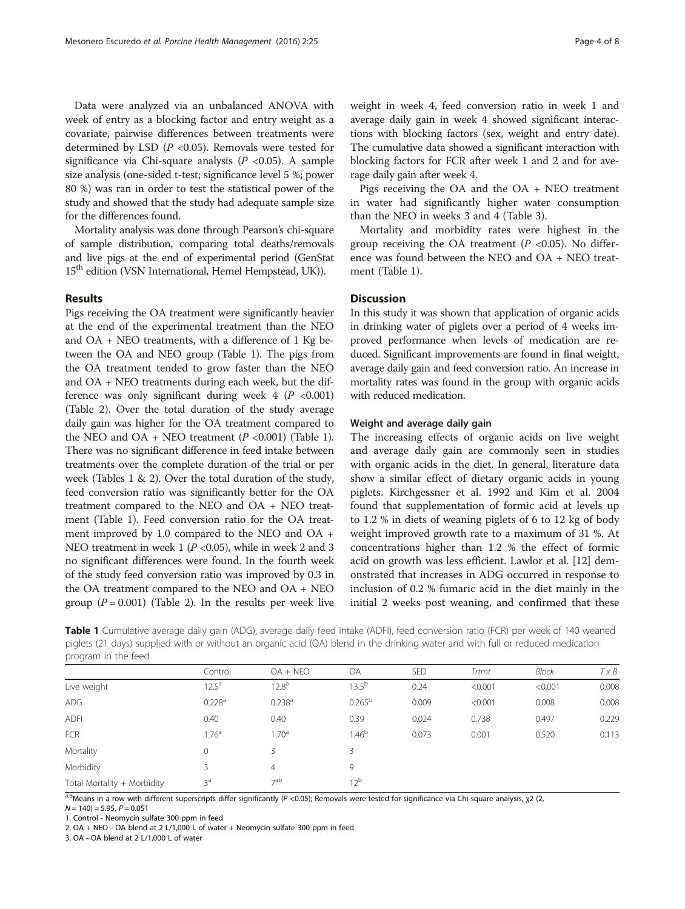Data were analyzed via an unbalanced ANOVA with week of entry as a blocking factor and entry weight as a covariate, pairwise differences between treatments were determined by LSD ($P$ <0.05). Removals were tested for significance via Chi-square analysis ($P$ <0.05). A sample size analysis (one-sided t-test; significance level 5 %; power 80 %) was ran in order to test the statistical power of the study and showed that the study had adequate sample size for the differences found.

Mortality analysis was done through Pearson's chi-square of sample distribution, comparing total deaths/removals and live pigs at the end of experimental period (GenStat 15[th] edition (VSN International, Hemel Hempstead, UK)).

## Results

Pigs receiving the OA treatment were significantly heavier at the end of the experimental treatment than the NEO and OA + NEO treatments, with a difference of 1 Kg between the OA and NEO group (Table 1). The pigs from the OA treatment tended to grow faster than the NEO and OA + NEO treatments during each week, but the difference was only significant during week 4 ($P$ <0.001) (Table 2). Over the total duration of the study average daily gain was higher for the OA treatment compared to the NEO and OA + NEO treatment ($P$ <0.001) (Table 1). There was no significant difference in feed intake between treatments over the complete duration of the trial or per week (Tables 1 & 2). Over the total duration of the study, feed conversion ratio was significantly better for the OA treatment compared to the NEO and OA + NEO treatment (Table 1). Feed conversion ratio for the OA treatment improved by 1.0 compared to the NEO and OA + NEO treatment in week 1 ($P$ <0.05), while in week 2 and 3 no significant differences were found. In the fourth week of the study feed conversion ratio was improved by 0.3 in the OA treatment compared to the NEO and OA + NEO group ($P$ = 0.001) (Table 2). In the results per week live weight in week 4, feed conversion ratio in week 1 and average daily gain in week 4 showed significant interactions with blocking factors (sex, weight and entry date). The cumulative data showed a significant interaction with blocking factors for FCR after week 1 and 2 and for average daily gain after week 4.

Pigs receiving the OA and the OA + NEO treatment in water had significantly higher water consumption than the NEO in weeks 3 and 4 (Table 3).

Mortality and morbidity rates were highest in the group receiving the OA treatment ($P$ <0.05). No difference was found between the NEO and OA + NEO treatment (Table 1).

## Discussion

In this study it was shown that application of organic acids in drinking water of piglets over a period of 4 weeks improved performance when levels of medication are reduced. Significant improvements are found in final weight, average daily gain and feed conversion ratio. An increase in mortality rates was found in the group with organic acids with reduced medication.

### Weight and average daily gain

The increasing effects of organic acids on live weight and average daily gain are commonly seen in studies with organic acids in the diet. In general, literature data show a similar effect of dietary organic acids in young piglets. Kirchgessner et al. 1992 and Kim et al. 2004 found that supplementation of formic acid at levels up to 1.2 % in diets of weaning piglets of 6 to 12 kg of body weight improved growth rate to a maximum of 31 %. At concentrations higher than 1.2 % the effect of formic acid on growth was less efficient. Lawlor et al. [12] demonstrated that increases in ADG occurred in response to inclusion of 0.2 % fumaric acid in the diet mainly in the initial 2 weeks post weaning, and confirmed that these

**Table 1** Cumulative average daily gain (ADG), average daily feed intake (ADFI), feed conversion ratio (FCR) per week of 140 weaned piglets (21 days) supplied with or without an organic acid (OA) blend in the drinking water and with full or reduced medication program in the feed

| | Control | OA + NEO | OA | SED | *Trtmt* | *Block* | *T x B* |
|---|---|---|---|---|---|---|---|
| Live weight | 12.5[a] | 12.8[a] | 13.5[b] | 0.24 | <0.001 | <0.001 | 0.008 |
| ADG | 0.228[a] | 0.238[a] | 0.265[b] | 0.009 | <0.001 | 0.008 | 0.008 |
| ADFI | 0.40 | 0.40 | 0.39 | 0.024 | 0.738 | 0.497 | 0.229 |
| FCR | 1.76[a] | 1.70[a] | 1.46[b] | 0.073 | 0.001 | 0.520 | 0.113 |
| Mortality | 0 | 3 | 3 | | | | |
| Morbidity | 3 | 4 | 9 | | | | |
| Total Mortality + Morbidity | 3[a] | 7[ab] | 12[b] | | | | |

[a,b]Means in a row with different superscripts differ significantly ($P$ <0.05); Removals were tested for significance via Chi-square analysis, $\chi^2$ (2, $N$ = 140) = 5.95, $P$ = 0.051

1. Control - Neomycin sulfate 300 ppm in feed
2. OA + NEO - OA blend at 2 L/1,000 L of water + Neomycin sulfate 300 ppm in feed
3. OA - OA blend at 2 L/1,000 L of water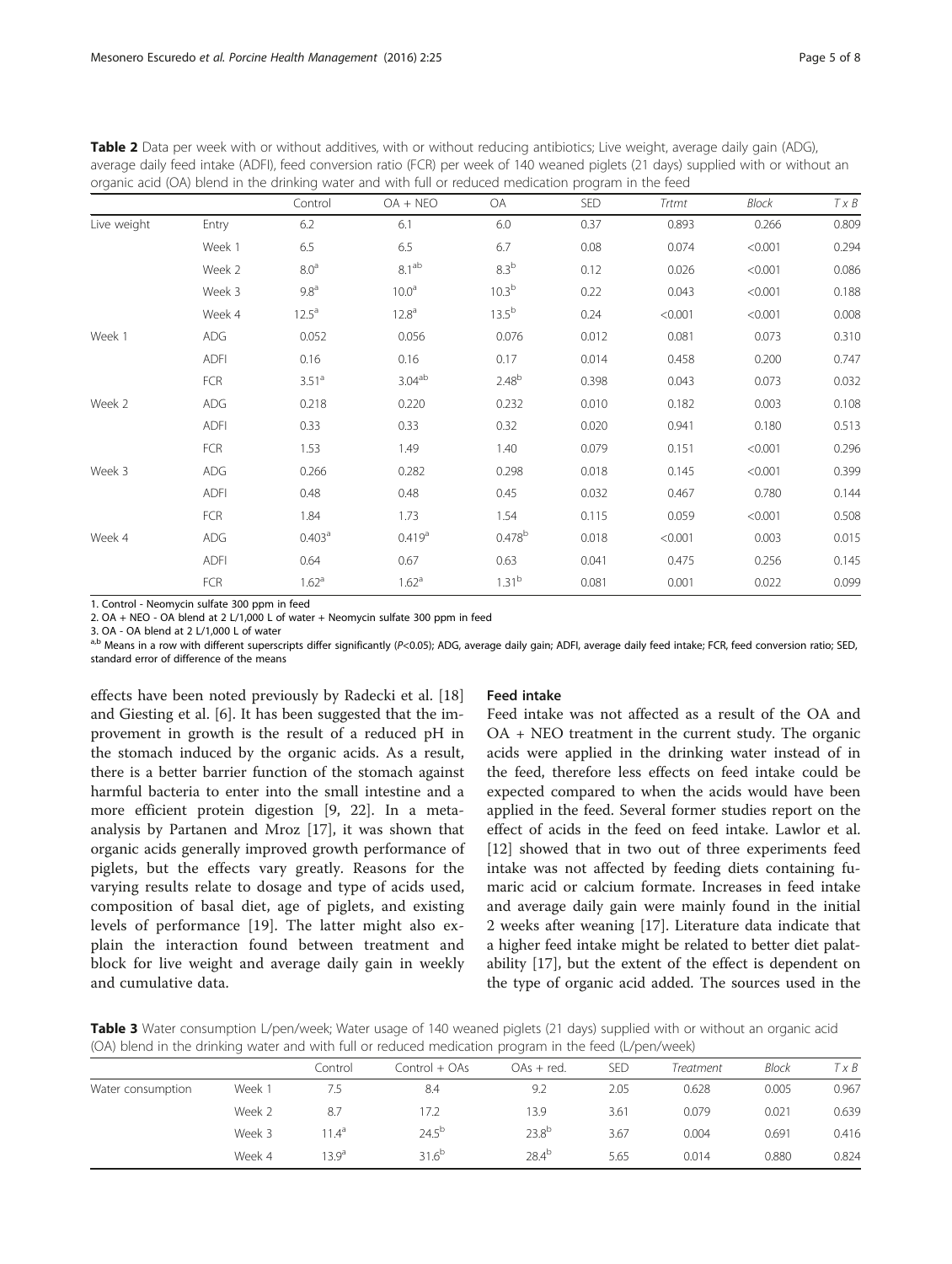**Table 2** Data per week with or without additives, with or without reducing antibiotics; Live weight, average daily gain (ADG), average daily feed intake (ADFI), feed conversion ratio (FCR) per week of 140 weaned piglets (21 days) supplied with or without an organic acid (OA) blend in the drinking water and with full or reduced medication program in the feed

| | | Control | OA + NEO | OA | SED | *Trtmt* | *Block* | *T x B* |
|---|---|---|---|---|---|---|---|---|
| Live weight | Entry | 6.2 | 6.1 | 6.0 | 0.37 | 0.893 | 0.266 | 0.809 |
| | Week 1 | 6.5 | 6.5 | 6.7 | 0.08 | 0.074 | <0.001 | 0.294 |
| | Week 2 | 8.0[a] | 8.1[ab] | 8.3[b] | 0.12 | 0.026 | <0.001 | 0.086 |
| | Week 3 | 9.8[a] | 10.0[a] | 10.3[b] | 0.22 | 0.043 | <0.001 | 0.188 |
| | Week 4 | 12.5[a] | 12.8[a] | 13.5[b] | 0.24 | <0.001 | <0.001 | 0.008 |
| Week 1 | ADG | 0.052 | 0.056 | 0.076 | 0.012 | 0.081 | 0.073 | 0.310 |
| | ADFI | 0.16 | 0.16 | 0.17 | 0.014 | 0.458 | 0.200 | 0.747 |
| | FCR | 3.51[a] | 3.04[ab] | 2.48[b] | 0.398 | 0.043 | 0.073 | 0.032 |
| Week 2 | ADG | 0.218 | 0.220 | 0.232 | 0.010 | 0.182 | 0.003 | 0.108 |
| | ADFI | 0.33 | 0.33 | 0.32 | 0.020 | 0.941 | 0.180 | 0.513 |
| | FCR | 1.53 | 1.49 | 1.40 | 0.079 | 0.151 | <0.001 | 0.296 |
| Week 3 | ADG | 0.266 | 0.282 | 0.298 | 0.018 | 0.145 | <0.001 | 0.399 |
| | ADFI | 0.48 | 0.48 | 0.45 | 0.032 | 0.467 | 0.780 | 0.144 |
| | FCR | 1.84 | 1.73 | 1.54 | 0.115 | 0.059 | <0.001 | 0.508 |
| Week 4 | ADG | 0.403[a] | 0.419[a] | 0.478[b] | 0.018 | <0.001 | 0.003 | 0.015 |
| | ADFI | 0.64 | 0.67 | 0.63 | 0.041 | 0.475 | 0.256 | 0.145 |
| | FCR | 1.62[a] | 1.62[a] | 1.31[b] | 0.081 | 0.001 | 0.022 | 0.099 |

1. Control - Neomycin sulfate 300 ppm in feed
2. OA + NEO - OA blend at 2 L/1,000 L of water + Neomycin sulfate 300 ppm in feed
3. OA - OA blend at 2 L/1,000 L of water

[a,b] Means in a row with different superscripts differ significantly ($P<0.05$); ADG, average daily gain; ADFI, average daily feed intake; FCR, feed conversion ratio; SED, standard error of difference of the means

effects have been noted previously by Radecki et al. [18] and Giesting et al. [6]. It has been suggested that the improvement in growth is the result of a reduced pH in the stomach induced by the organic acids. As a result, there is a better barrier function of the stomach against harmful bacteria to enter into the small intestine and a more efficient protein digestion [9, 22]. In a meta-analysis by Partanen and Mroz [17], it was shown that organic acids generally improved growth performance of piglets, but the effects vary greatly. Reasons for the varying results relate to dosage and type of acids used, composition of basal diet, age of piglets, and existing levels of performance [19]. The latter might also explain the interaction found between treatment and block for live weight and average daily gain in weekly and cumulative data.

### Feed intake

Feed intake was not affected as a result of the OA and OA + NEO treatment in the current study. The organic acids were applied in the drinking water instead of in the feed, therefore less effects on feed intake could be expected compared to when the acids would have been applied in the feed. Several former studies report on the effect of acids in the feed on feed intake. Lawlor et al. [12] showed that in two out of three experiments feed intake was not affected by feeding diets containing fumaric acid or calcium formate. Increases in feed intake and average daily gain were mainly found in the initial 2 weeks after weaning [17]. Literature data indicate that a higher feed intake might be related to better diet palatability [17], but the extent of the effect is dependent on the type of organic acid added. The sources used in the

**Table 3** Water consumption L/pen/week; Water usage of 140 weaned piglets (21 days) supplied with or without an organic acid (OA) blend in the drinking water and with full or reduced medication program in the feed (L/pen/week)

| | | Control | Control + OAs | OAs + red. | SED | *Treatment* | *Block* | *T x B* |
|---|---|---|---|---|---|---|---|---|
| Water consumption | Week 1 | 7.5 | 8.4 | 9.2 | 2.05 | 0.628 | 0.005 | 0.967 |
| | Week 2 | 8.7 | 17.2 | 13.9 | 3.61 | 0.079 | 0.021 | 0.639 |
| | Week 3 | 11.4[a] | 24.5[b] | 23.8[b] | 3.67 | 0.004 | 0.691 | 0.416 |
| | Week 4 | 13.9[a] | 31.6[b] | 28.4[b] | 5.65 | 0.014 | 0.880 | 0.824 |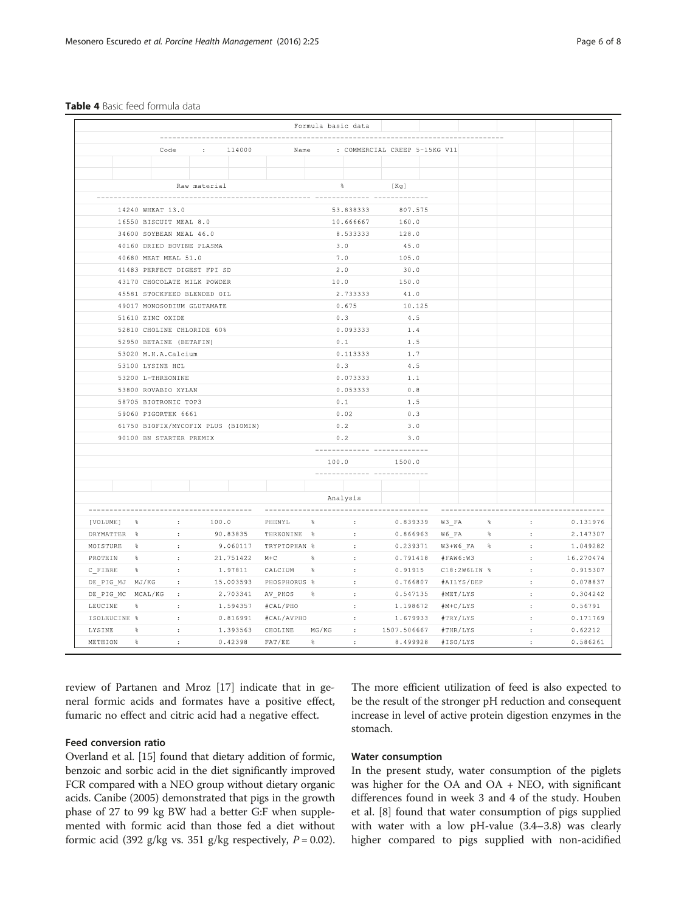**Table 4** Basic feed formula data

Formula basic data

Code : 114000 Name : COMMERCIAL CREEP 5-15KG V11

| Raw material | % | [Kg] |
|---|---|---|
| 14240 WHEAT 13.0 | 53.838333 | 807.575 |
| 16550 BISCUIT MEAL 8.0 | 10.666667 | 160.0 |
| 34600 SOYBEAN MEAL 46.0 | 8.533333 | 128.0 |
| 40160 DRIED BOVINE PLASMA | 3.0 | 45.0 |
| 40680 MEAT MEAL 51.0 | 7.0 | 105.0 |
| 41483 PERFECT DIGEST FPI SD | 2.0 | 30.0 |
| 43170 CHOCOLATE MILK POWDER | 10.0 | 150.0 |
| 45581 STOCKFEED BLENDED OIL | 2.733333 | 41.0 |
| 49017 MONOSODIUM GLUTAMATE | 0.675 | 10.125 |
| 51610 ZINC OXIDE | 0.3 | 4.5 |
| 52810 CHOLINE CHLORIDE 60% | 0.093333 | 1.4 |
| 52950 BETAINE (BETAFIN) | 0.1 | 1.5 |
| 53020 M.H.A.Calcium | 0.113333 | 1.7 |
| 53100 LYSINE HCL | 0.3 | 4.5 |
| 53200 L-THREONINE | 0.073333 | 1.1 |
| 53800 ROVABIO XYLAN | 0.053333 | 0.8 |
| 58705 BIOTRONIC TOP3 | 0.1 | 1.5 |
| 59060 PIGORTEK 6661 | 0.02 | 0.3 |
| 61750 BIOFIX/MYCOFIX PLUS (BIOMIN) | 0.2 | 3.0 |
| 90100 BN STARTER PREMIX | 0.2 | 3.0 |
| | 100.0 | 1500.0 |

Analysis

| | | | | | | | | | |
|---|---|---|---|---|---|---|---|---|---|
| [VOLUME] | % | 100.0 | PHENYL | % | 0.839339 | W3_FA | % | : | 0.131976 |
| DRYMATTER | % | 90.83835 | THREONINE | % | 0.866963 | W6_FA | % | : | 2.147307 |
| MOISTURE | % | 9.060117 | TRYPTOPHAN | % | 0.239371 | W3+W6_FA | % | : | 1.049282 |
| PROTEIN | % | 21.751422 | M+C | % | 0.791418 | #FAW6:W3 | | : | 16.270474 |
| C_FIBRE | % | 1.97811 | CALCIUM | % | 0.91915 | C18:2W6LIN | % | : | 0.915307 |
| DE_PIG_MJ | MJ/KG | 15.003593 | PHOSPHORUS | % | 0.766807 | #AILYS/DEP | | : | 0.078837 |
| DE_PIG_MC | MCAL/KG | 2.703341 | AV_PHOS | % | 0.547135 | #MET/LYS | | : | 0.304242 |
| LEUCINE | % | 1.594357 | #CAL/PHO | | 1.198672 | #M+C/LYS | | : | 0.56791 |
| ISOLEUCINE | % | 0.816991 | #CAL/AVPHO | | 1.679933 | #TRY/LYS | | : | 0.171769 |
| LYSINE | % | 1.393563 | CHOLINE | MG/KG | 1507.506667 | #THR/LYS | | : | 0.62212 |
| METHION | % | 0.42398 | FAT/EE | % | 8.499928 | #ISO/LYS | | : | 0.586261 |

review of Partanen and Mroz [17] indicate that in general formic acids and formates have a positive effect, fumaric no effect and citric acid had a negative effect.

### Feed conversion ratio

Overland et al. [15] found that dietary addition of formic, benzoic and sorbic acid in the diet significantly improved FCR compared with a NEO group without dietary organic acids. Canibe (2005) demonstrated that pigs in the growth phase of 27 to 99 kg BW had a better G:F when supplemented with formic acid than those fed a diet without formic acid (392 g/kg vs. 351 g/kg respectively, $P = 0.02$). The more efficient utilization of feed is also expected to be the result of the stronger pH reduction and consequent increase in level of active protein digestion enzymes in the stomach.

### Water consumption

In the present study, water consumption of the piglets was higher for the OA and OA + NEO, with significant differences found in week 3 and 4 of the study. Houben et al. [8] found that water consumption of pigs supplied with water with a low pH-value (3.4–3.8) was clearly higher compared to pigs supplied with non-acidified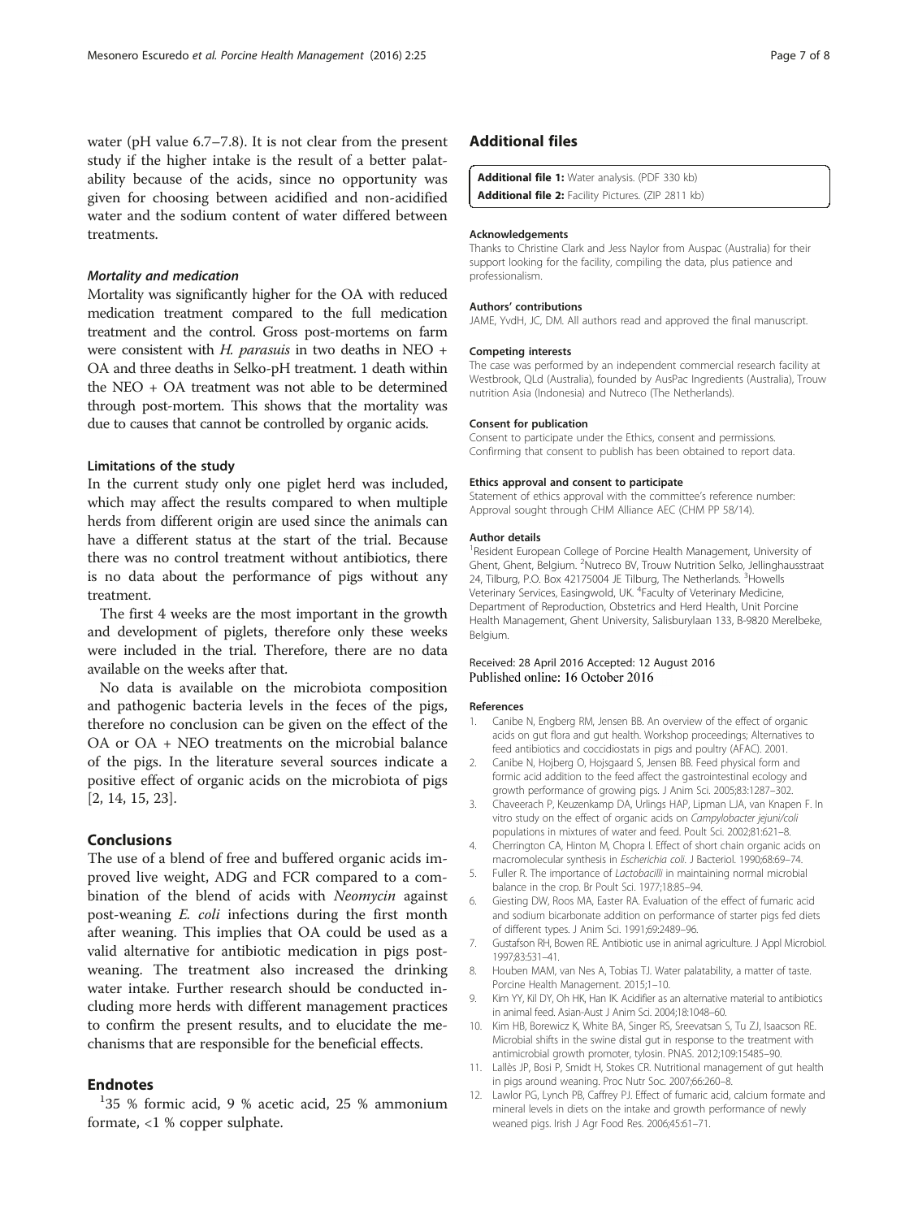water (pH value 6.7–7.8). It is not clear from the present study if the higher intake is the result of a better palatability because of the acids, since no opportunity was given for choosing between acidified and non-acidified water and the sodium content of water differed between treatments.

#### *Mortality and medication*

Mortality was significantly higher for the OA with reduced medication treatment compared to the full medication treatment and the control. Gross post-mortems on farm were consistent with *H. parasuis* in two deaths in NEO + OA and three deaths in Selko-pH treatment. 1 death within the NEO + OA treatment was not able to be determined through post-mortem. This shows that the mortality was due to causes that cannot be controlled by organic acids.

### Limitations of the study

In the current study only one piglet herd was included, which may affect the results compared to when multiple herds from different origin are used since the animals can have a different status at the start of the trial. Because there was no control treatment without antibiotics, there is no data about the performance of pigs without any treatment.

The first 4 weeks are the most important in the growth and development of piglets, therefore only these weeks were included in the trial. Therefore, there are no data available on the weeks after that.

No data is available on the microbiota composition and pathogenic bacteria levels in the feces of the pigs, therefore no conclusion can be given on the effect of the OA or OA + NEO treatments on the microbial balance of the pigs. In the literature several sources indicate a positive effect of organic acids on the microbiota of pigs [2, 14, 15, 23].

## Conclusions

The use of a blend of free and buffered organic acids improved live weight, ADG and FCR compared to a combination of the blend of acids with *Neomycin* against post-weaning *E. coli* infections during the first month after weaning. This implies that OA could be used as a valid alternative for antibiotic medication in pigs post-weaning. The treatment also increased the drinking water intake. Further research should be conducted including more herds with different management practices to confirm the present results, and to elucidate the mechanisms that are responsible for the beneficial effects.

## Endnotes

[1]35 % formic acid, 9 % acetic acid, 25 % ammonium formate, <1 % copper sulphate.

## Additional files

**Additional file 1:** Water analysis. (PDF 330 kb)
**Additional file 2:** Facility Pictures. (ZIP 2811 kb)

#### Acknowledgements

Thanks to Christine Clark and Jess Naylor from Auspac (Australia) for their support looking for the facility, compiling the data, plus patience and professionalism.

#### Authors' contributions

JAME, YvdH, JC, DM. All authors read and approved the final manuscript.

#### Competing interests

The case was performed by an independent commercial research facility at Westbrook, QLd (Australia), founded by AusPac Ingredients (Australia), Trouw nutrition Asia (Indonesia) and Nutreco (The Netherlands).

#### Consent for publication

Consent to participate under the Ethics, consent and permissions. Confirming that consent to publish has been obtained to report data.

#### Ethics approval and consent to participate

Statement of ethics approval with the committee's reference number: Approval sought through CHM Alliance AEC (CHM PP 58/14).

#### Author details

[1]Resident European College of Porcine Health Management, University of Ghent, Ghent, Belgium. [2]Nutreco BV, Trouw Nutrition Selko, Jellinghausstraat 24, Tilburg, P.O. Box 42175004 JE Tilburg, The Netherlands. [3]Howells Veterinary Services, Easingwold, UK. [4]Faculty of Veterinary Medicine, Department of Reproduction, Obstetrics and Herd Health, Unit Porcine Health Management, Ghent University, Salisburylaan 133, B-9820 Merelbeke, Belgium.

Received: 28 April 2016 Accepted: 12 August 2016
Published online: 16 October 2016

#### References

1. Canibe N, Engberg RM, Jensen BB. An overview of the effect of organic acids on gut flora and gut health. Workshop proceedings; Alternatives to feed antibiotics and coccidiostats in pigs and poultry (AFAC). 2001.
2. Canibe N, Hojberg O, Hojsgaard S, Jensen BB. Feed physical form and formic acid addition to the feed affect the gastrointestinal ecology and growth performance of growing pigs. J Anim Sci. 2005;83:1287–302.
3. Chaveerach P, Keuzenkamp DA, Urlings HAP, Lipman LJA, van Knapen F. In vitro study on the effect of organic acids on *Campylobacter jejuni/coli* populations in mixtures of water and feed. Poult Sci. 2002;81:621–8.
4. Cherrington CA, Hinton M, Chopra I. Effect of short chain organic acids on macromolecular synthesis in *Escherichia coli*. J Bacteriol. 1990;68:69–74.
5. Fuller R. The importance of *Lactobacilli* in maintaining normal microbial balance in the crop. Br Poult Sci. 1977;18:85–94.
6. Giesting DW, Roos MA, Easter RA. Evaluation of the effect of fumaric acid and sodium bicarbonate addition on performance of starter pigs fed diets of different types. J Anim Sci. 1991;69:2489–96.
7. Gustafson RH, Bowen RE. Antibiotic use in animal agriculture. J Appl Microbiol. 1997;83:531–41.
8. Houben MAM, van Nes A, Tobias TJ. Water palatability, a matter of taste. Porcine Health Management. 2015;1–10.
9. Kim YY, Kil DY, Oh HK, Han IK. Acidifier as an alternative material to antibiotics in animal feed. Asian-Aust J Anim Sci. 2004;18:1048–60.
10. Kim HB, Borewicz K, White BA, Singer RS, Sreevatsan S, Tu ZJ, Isaacson RE. Microbial shifts in the swine distal gut in response to the treatment with antimicrobial growth promoter, tylosin. PNAS. 2012;109:15485–90.
11. Lallès JP, Bosi P, Smidt H, Stokes CR. Nutritional management of gut health in pigs around weaning. Proc Nutr Soc. 2007;66:260–8.
12. Lawlor PG, Lynch PB, Caffrey PJ. Effect of fumaric acid, calcium formate and mineral levels in diets on the intake and growth performance of newly weaned pigs. Irish J Agr Food Res. 2006;45:61–71.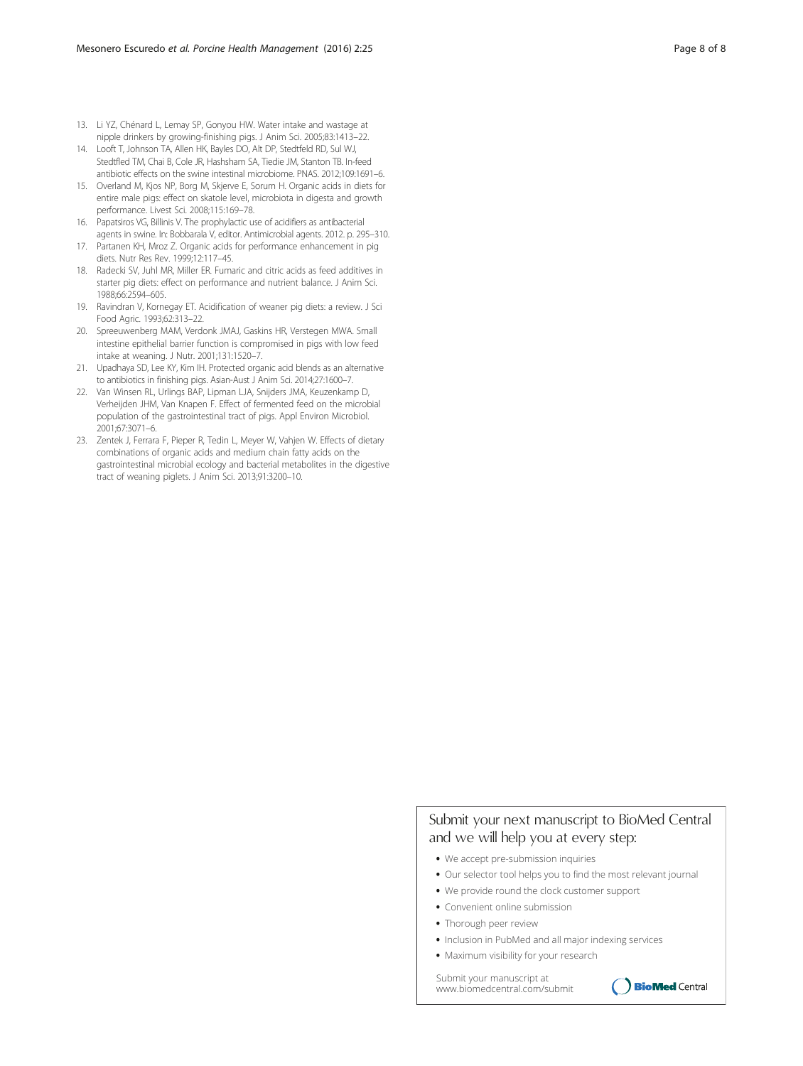13. Li YZ, Chénard L, Lemay SP, Gonyou HW. Water intake and wastage at nipple drinkers by growing-finishing pigs. J Anim Sci. 2005;83:1413–22.
14. Looft T, Johnson TA, Allen HK, Bayles DO, Alt DP, Stedtfeld RD, Sul WJ, Stedtfled TM, Chai B, Cole JR, Hashsham SA, Tiedie JM, Stanton TB. In-feed antibiotic effects on the swine intestinal microbiome. PNAS. 2012;109:1691–6.
15. Overland M, Kjos NP, Borg M, Skjerve E, Sorum H. Organic acids in diets for entire male pigs: effect on skatole level, microbiota in digesta and growth performance. Livest Sci. 2008;115:169–78.
16. Papatsiros VG, Billinis V. The prophylactic use of acidifiers as antibacterial agents in swine. In: Bobbarala V, editor. Antimicrobial agents. 2012. p. 295–310.
17. Partanen KH, Mroz Z. Organic acids for performance enhancement in pig diets. Nutr Res Rev. 1999;12:117–45.
18. Radecki SV, Juhl MR, Miller ER. Fumaric and citric acids as feed additives in starter pig diets: effect on performance and nutrient balance. J Anim Sci. 1988;66:2594–605.
19. Ravindran V, Kornegay ET. Acidification of weaner pig diets: a review. J Sci Food Agric. 1993;62:313–22.
20. Spreeuwenberg MAM, Verdonk JMAJ, Gaskins HR, Verstegen MWA. Small intestine epithelial barrier function is compromised in pigs with low feed intake at weaning. J Nutr. 2001;131:1520–7.
21. Upadhaya SD, Lee KY, Kim IH. Protected organic acid blends as an alternative to antibiotics in finishing pigs. Asian-Aust J Anim Sci. 2014;27:1600–7.
22. Van Winsen RL, Urlings BAP, Lipman LJA, Snijders JMA, Keuzenkamp D, Verheijden JHM, Van Knapen F. Effect of fermented feed on the microbial population of the gastrointestinal tract of pigs. Appl Environ Microbiol. 2001;67:3071–6.
23. Zentek J, Ferrara F, Pieper R, Tedin L, Meyer W, Vahjen W. Effects of dietary combinations of organic acids and medium chain fatty acids on the gastrointestinal microbial ecology and bacterial metabolites in the digestive tract of weaning piglets. J Anim Sci. 2013;91:3200–10.

Submit your next manuscript to BioMed Central and we will help you at every step:

- We accept pre-submission inquiries
- Our selector tool helps you to find the most relevant journal
- We provide round the clock customer support
- Convenient online submission
- Thorough peer review
- Inclusion in PubMed and all major indexing services
- Maximum visibility for your research

Submit your manuscript at www.biomedcentral.com/submit

BioMed Central